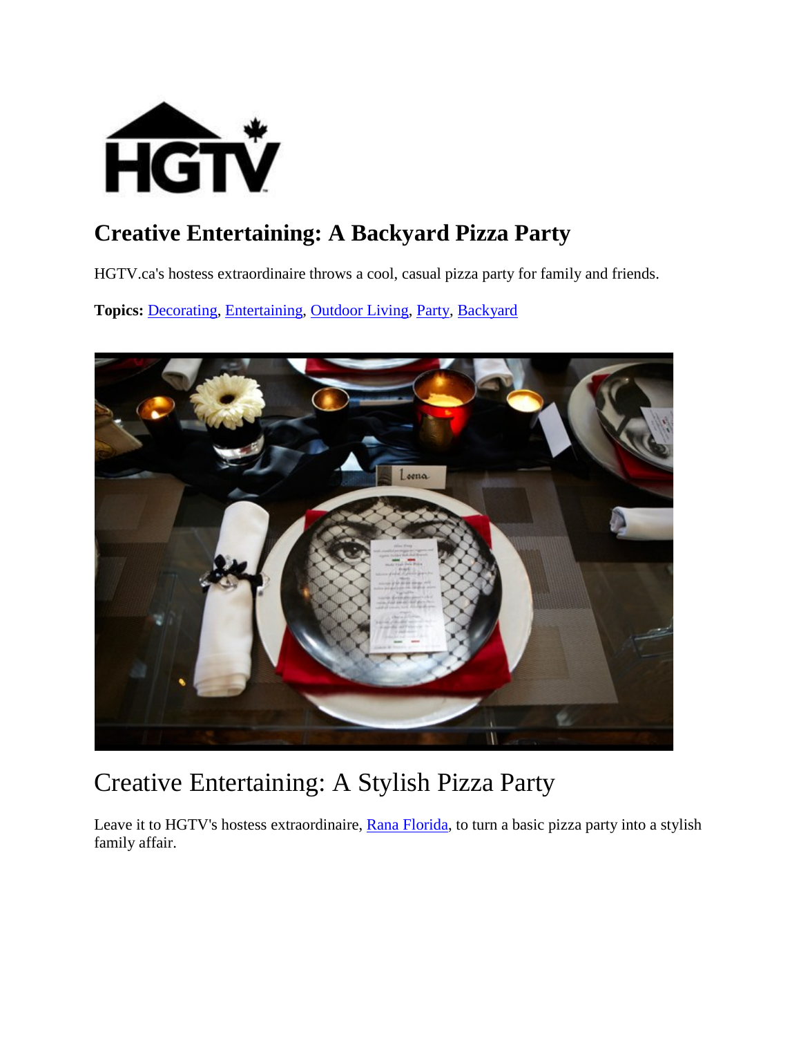# Creative Entertaining: A Backyard Pizza Party

HGTV.ca's hostess extraordinaire throws a cool, casual pizza party for family and friends.

**Topics:** Decorating, Entertaining, Outdoor Living, Party, Backyard

## Creative Entertaining: A Stylish Pizza Party

Leave it to HGTV's hostess extraordinaire, Rana Florida, to turn a basic pizza party into a stylish family affair.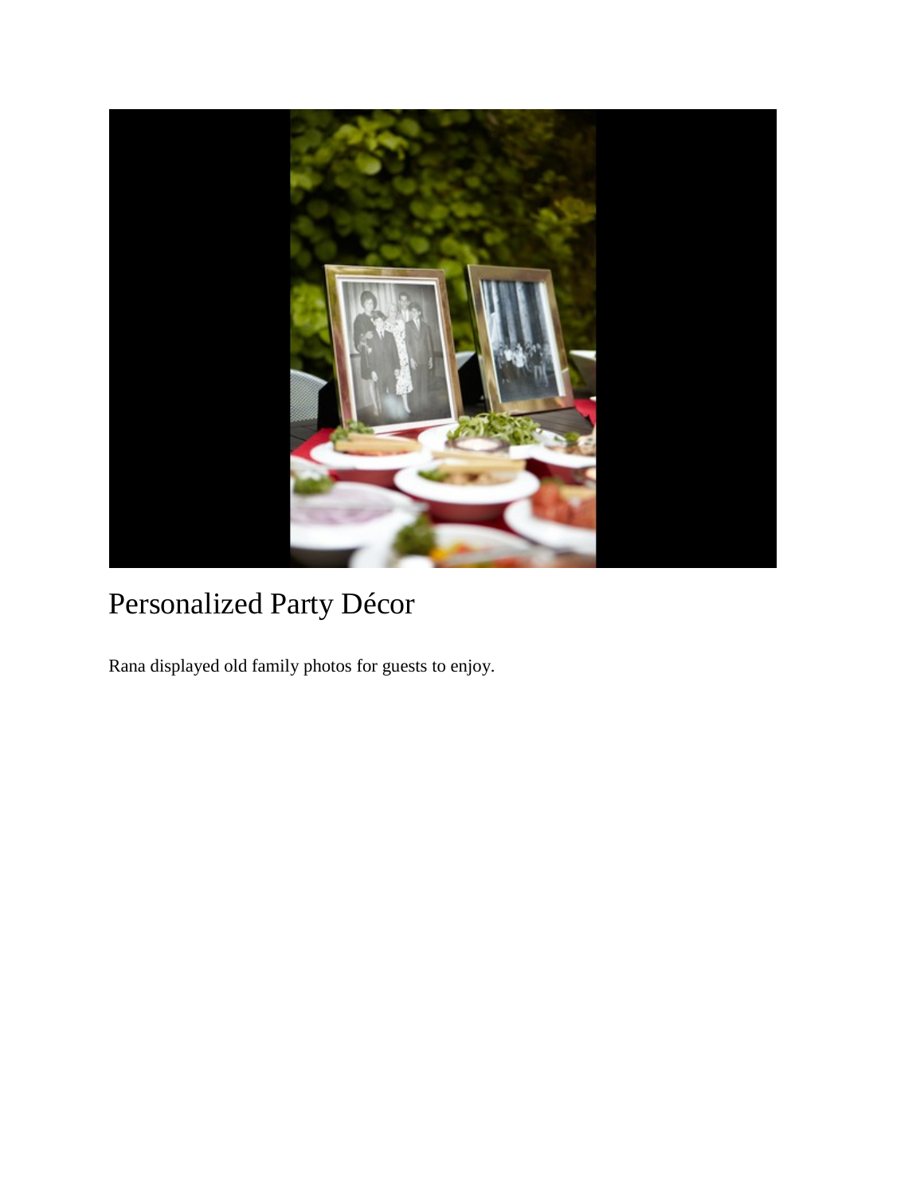## Personalized Party Décor

Rana displayed old family photos for guests to enjoy.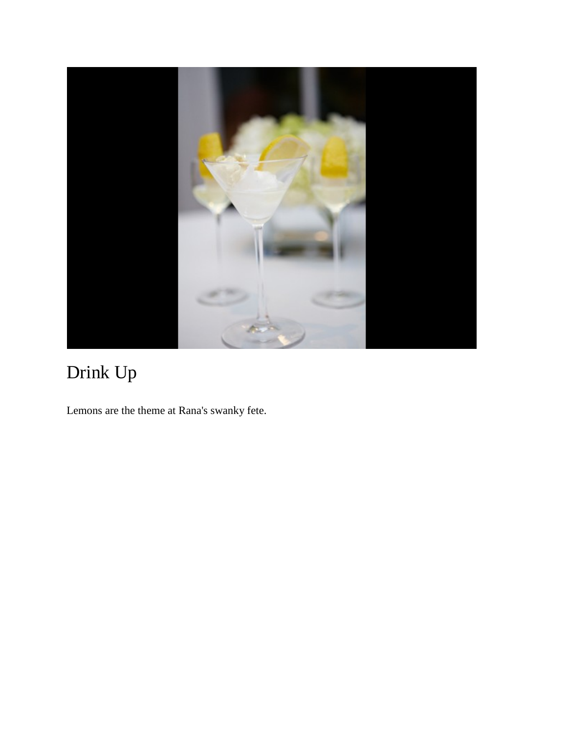# Drink Up

Lemons are the theme at Rana's swanky fete.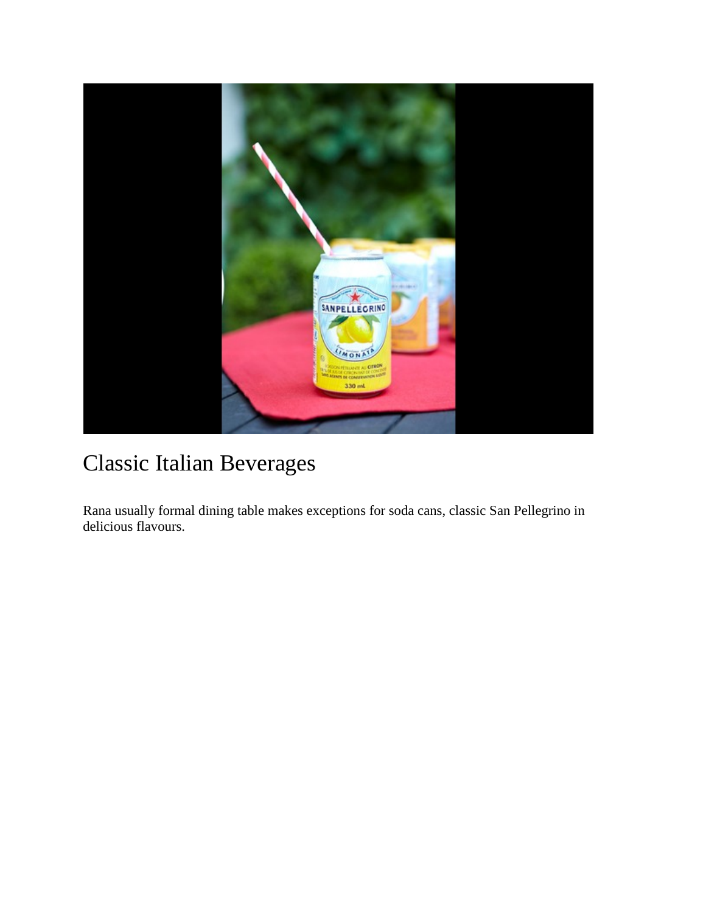# Classic Italian Beverages

Rana usually formal dining table makes exceptions for soda cans, classic San Pellegrino in delicious flavours.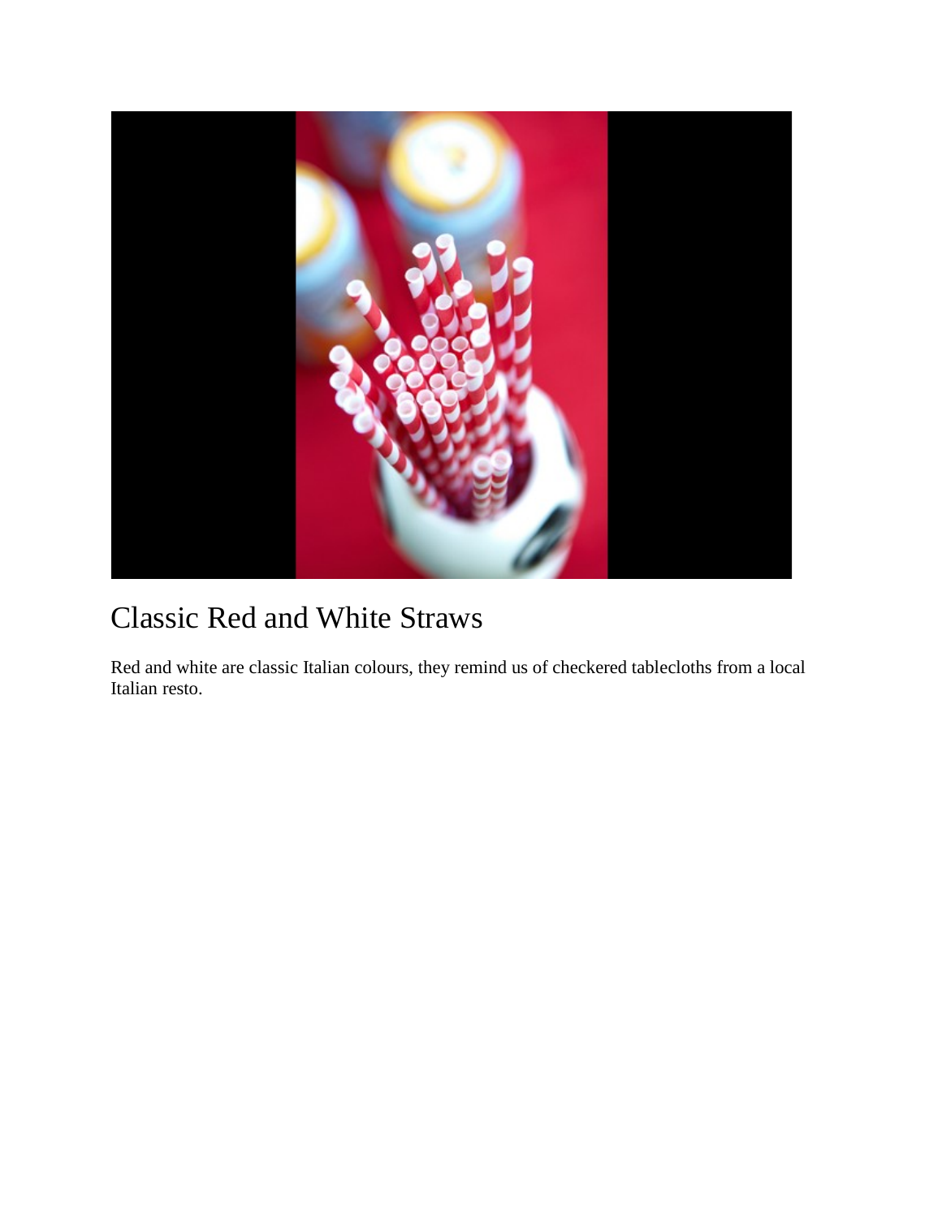# Classic Red and White Straws

Red and white are classic Italian colours, they remind us of checkered tablecloths from a local Italian resto.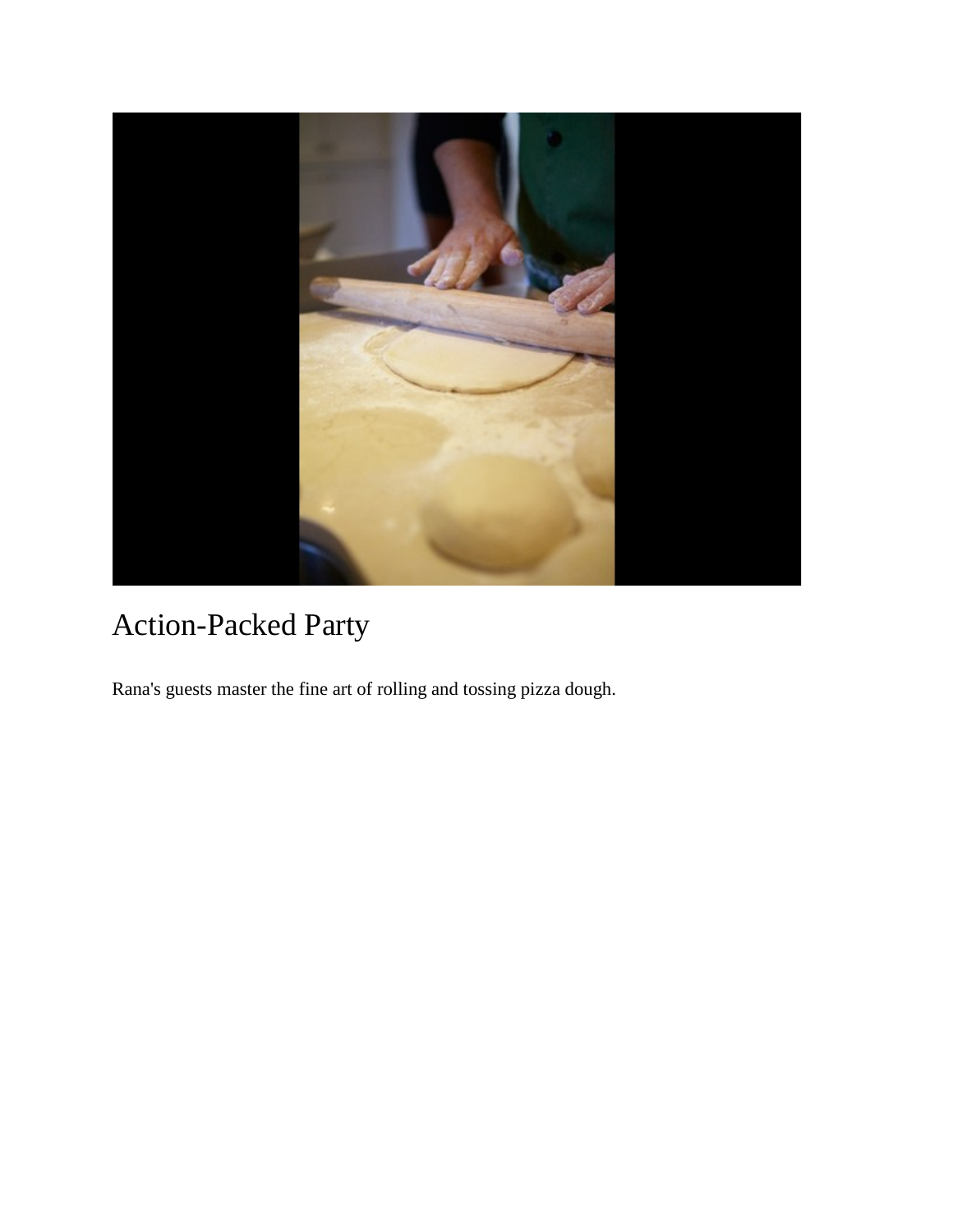# Action-Packed Party

Rana's guests master the fine art of rolling and tossing pizza dough.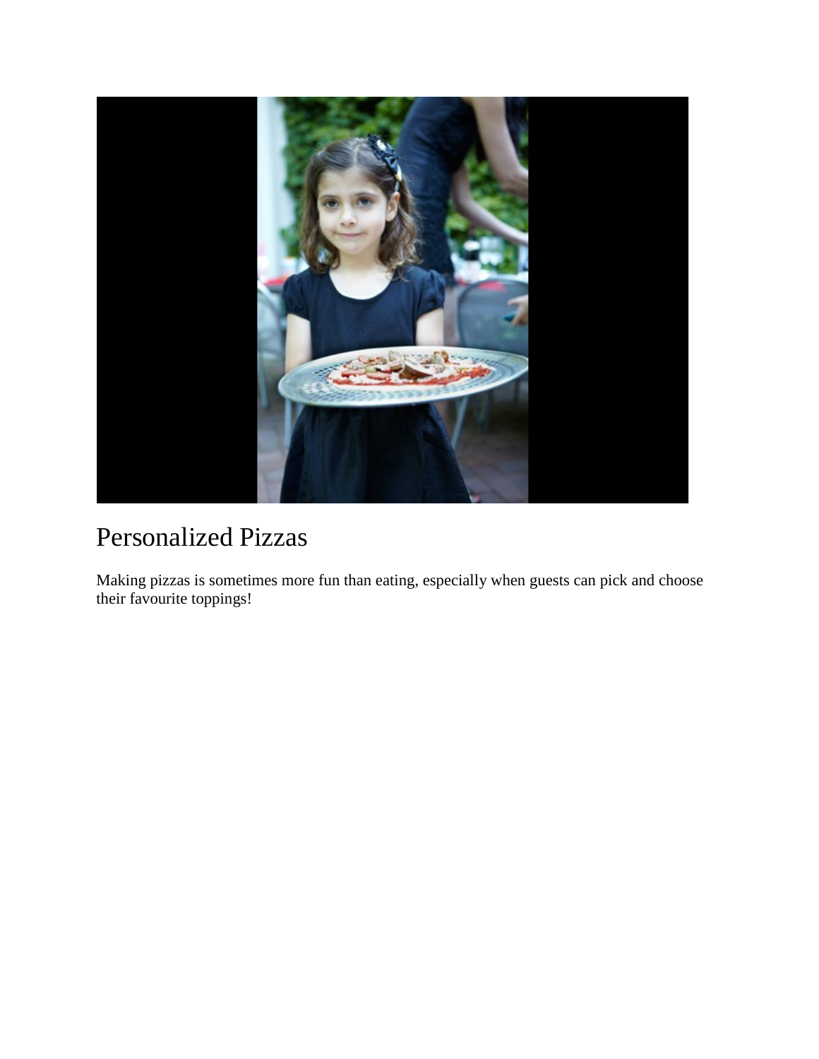# Personalized Pizzas

Making pizzas is sometimes more fun than eating, especially when guests can pick and choose their favourite toppings!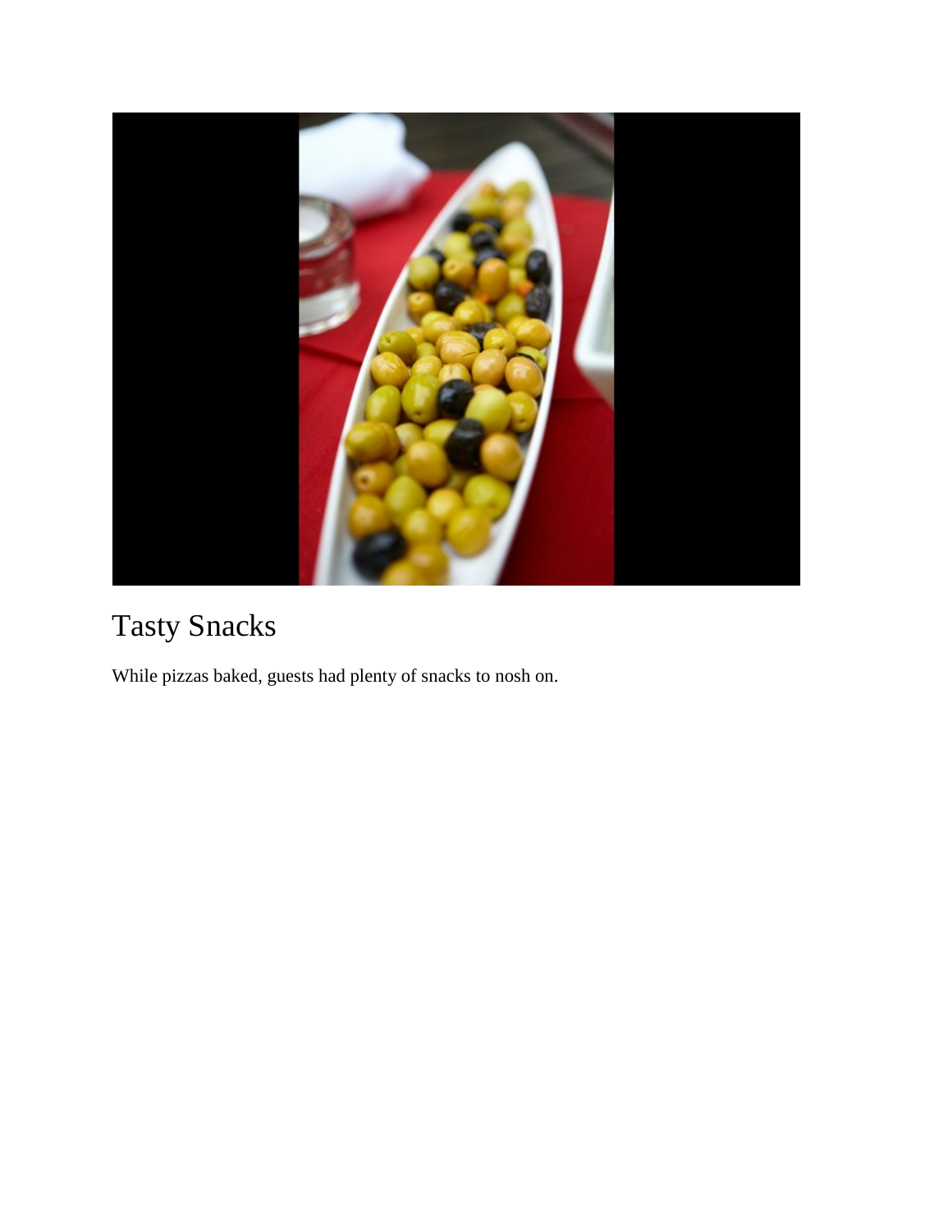# Tasty Snacks

While pizzas baked, guests had plenty of snacks to nosh on.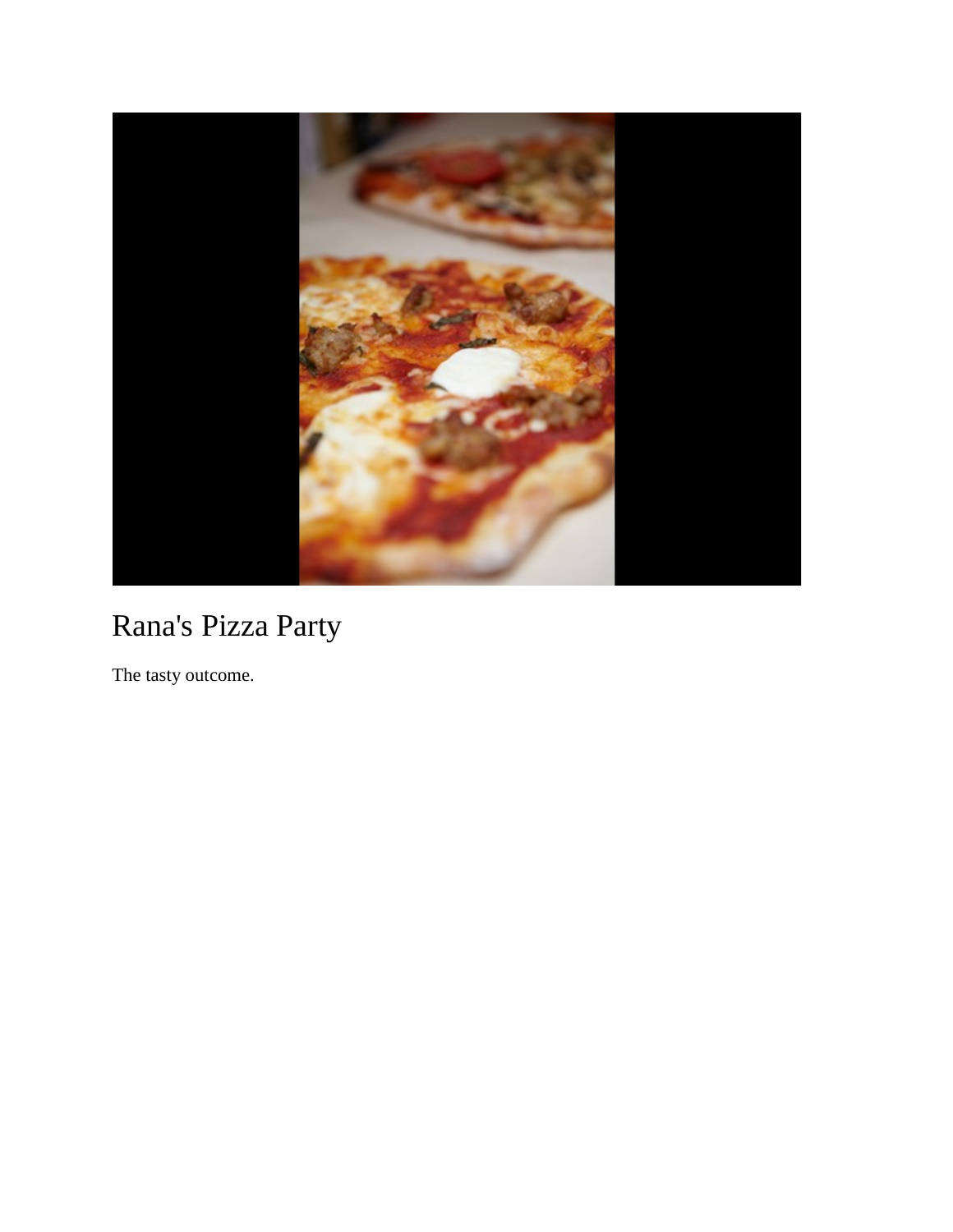# Rana's Pizza Party

The tasty outcome.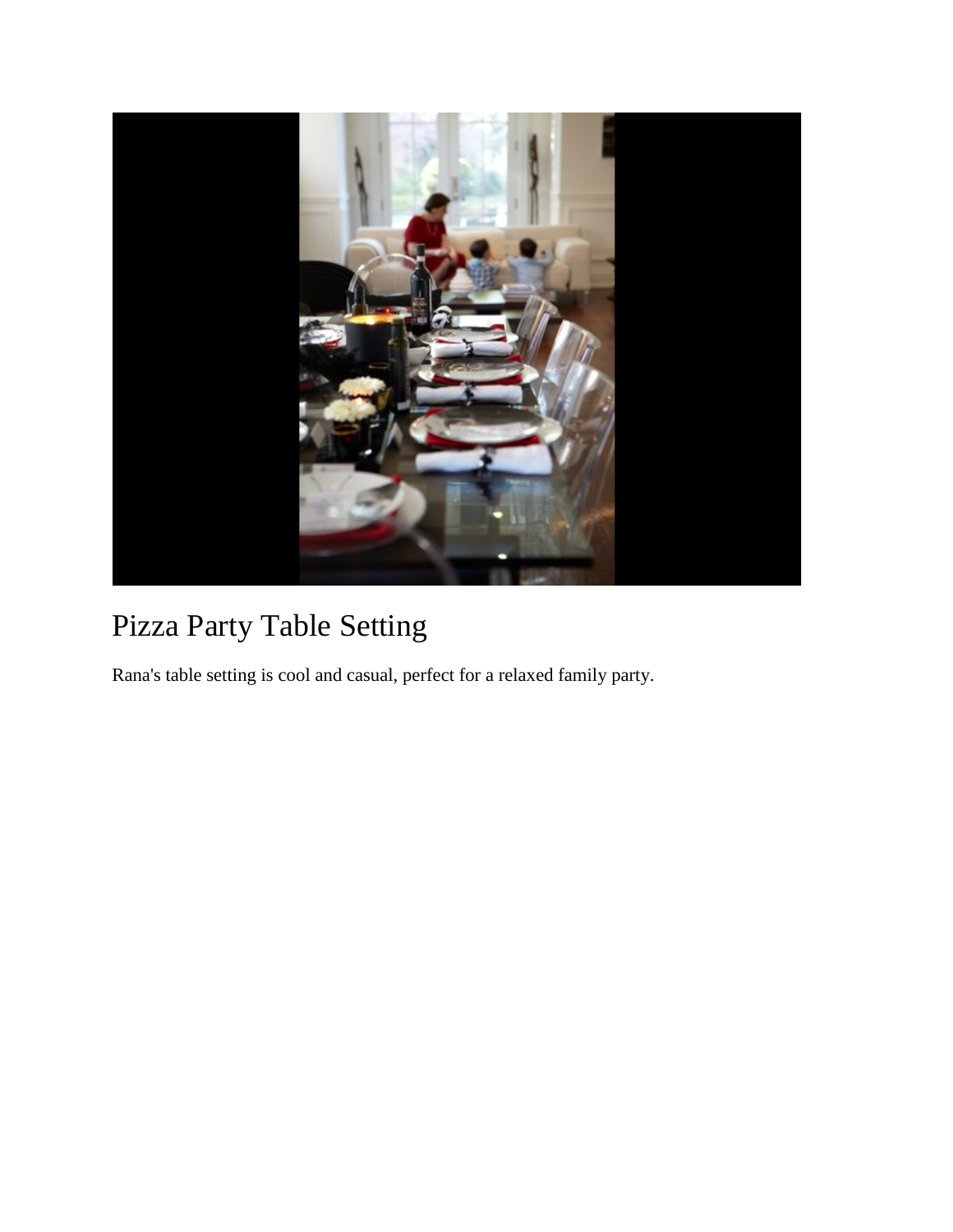# Pizza Party Table Setting

Rana's table setting is cool and casual, perfect for a relaxed family party.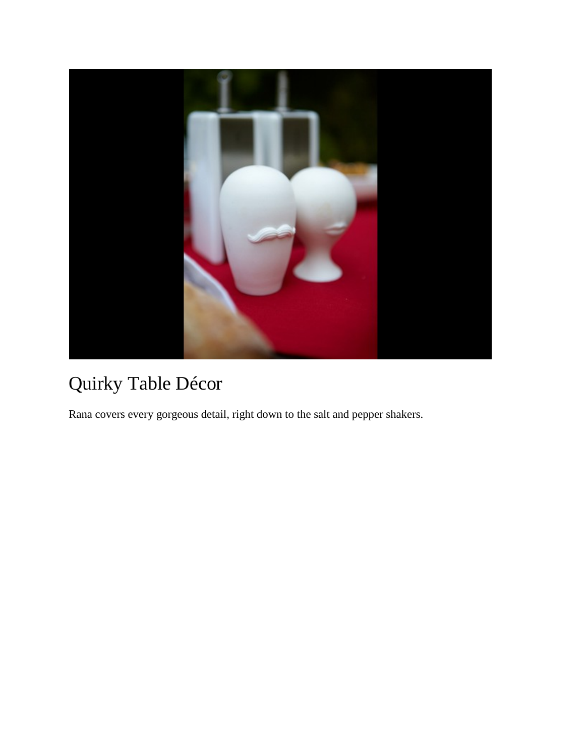## Quirky Table Décor

Rana covers every gorgeous detail, right down to the salt and pepper shakers.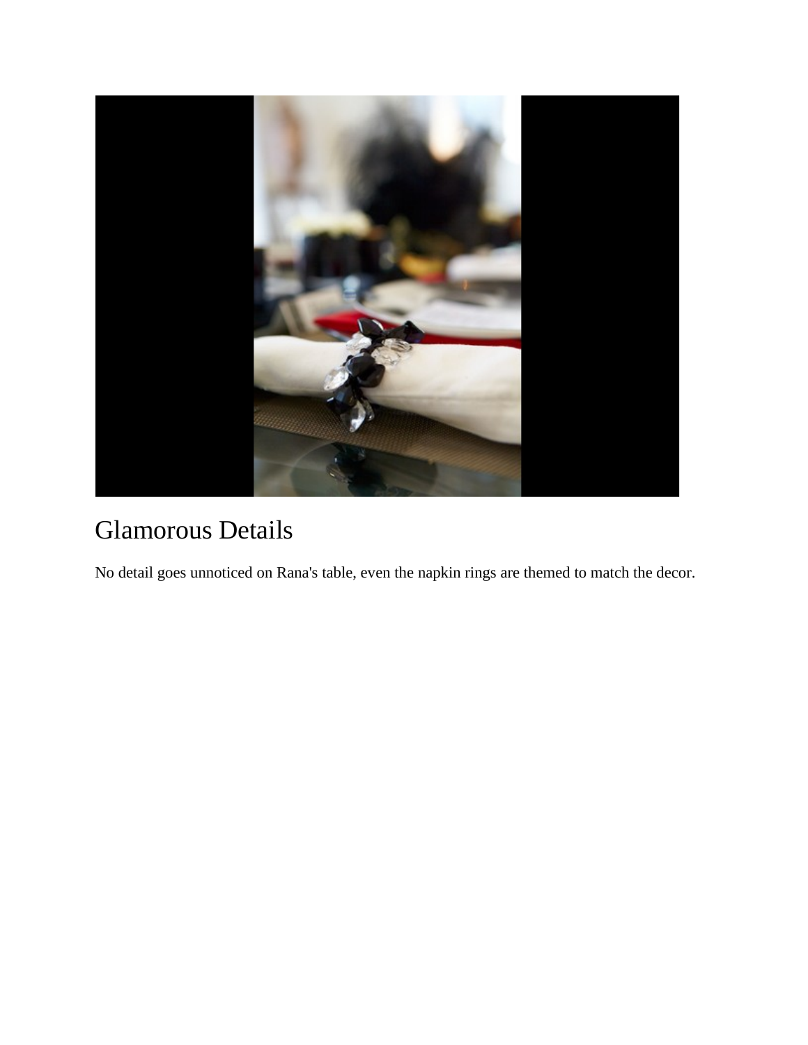# Glamorous Details

No detail goes unnoticed on Rana's table, even the napkin rings are themed to match the decor.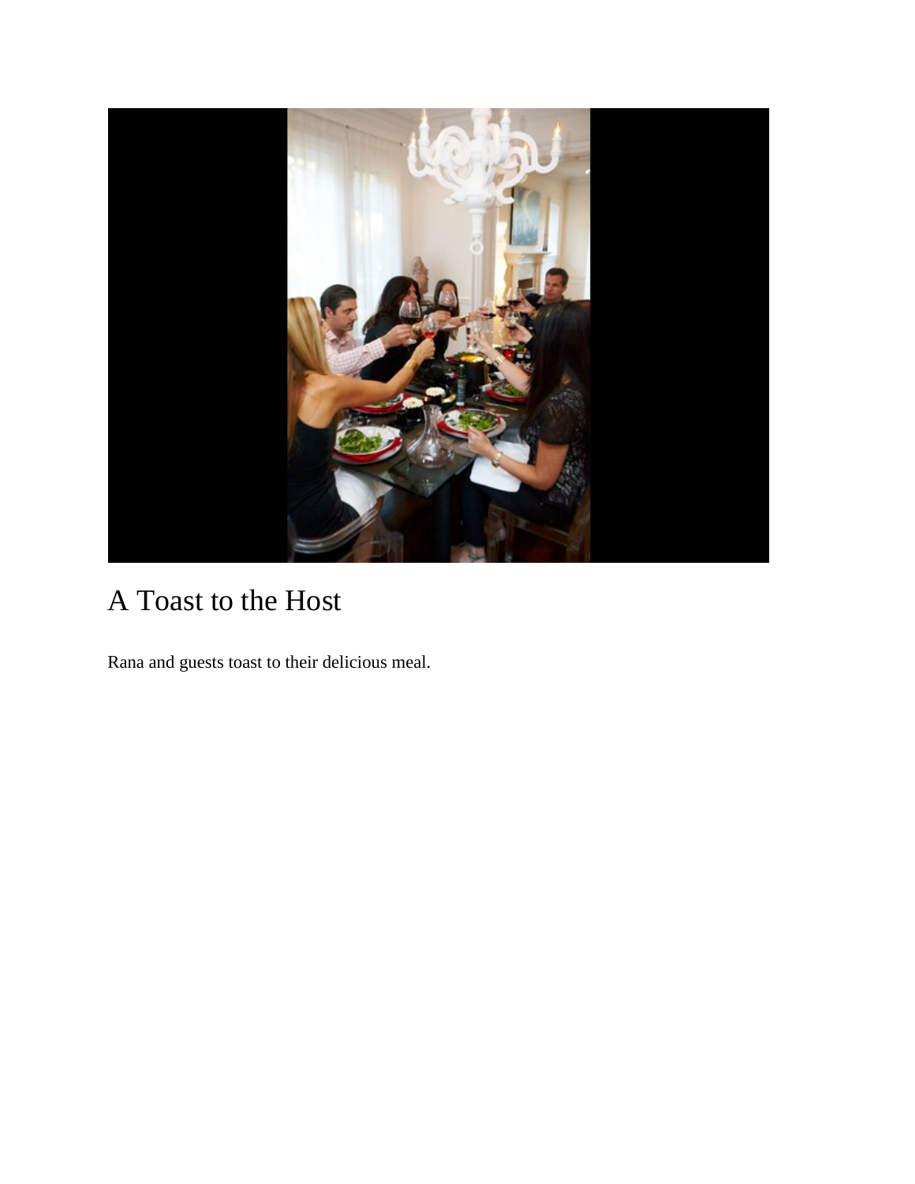# A Toast to the Host

Rana and guests toast to their delicious meal.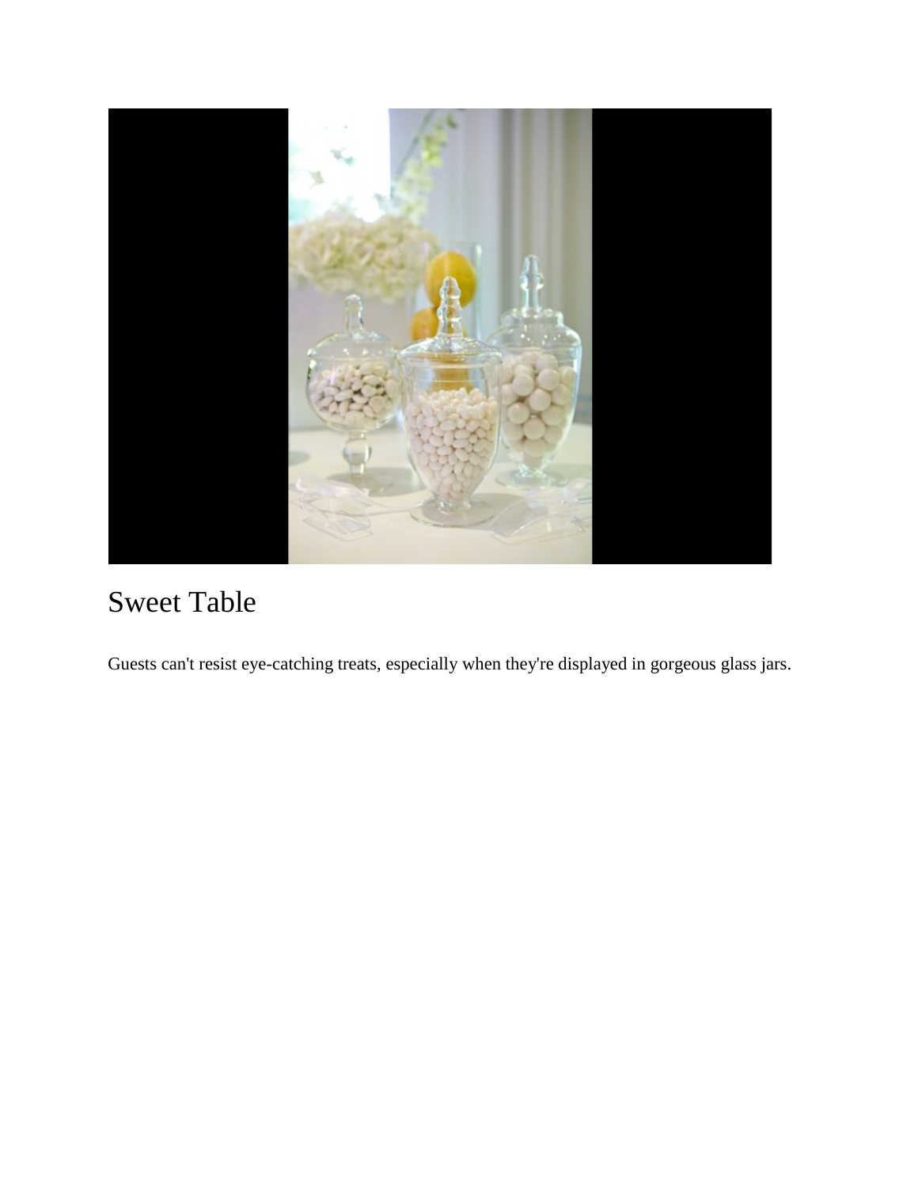# Sweet Table

Guests can't resist eye-catching treats, especially when they're displayed in gorgeous glass jars.